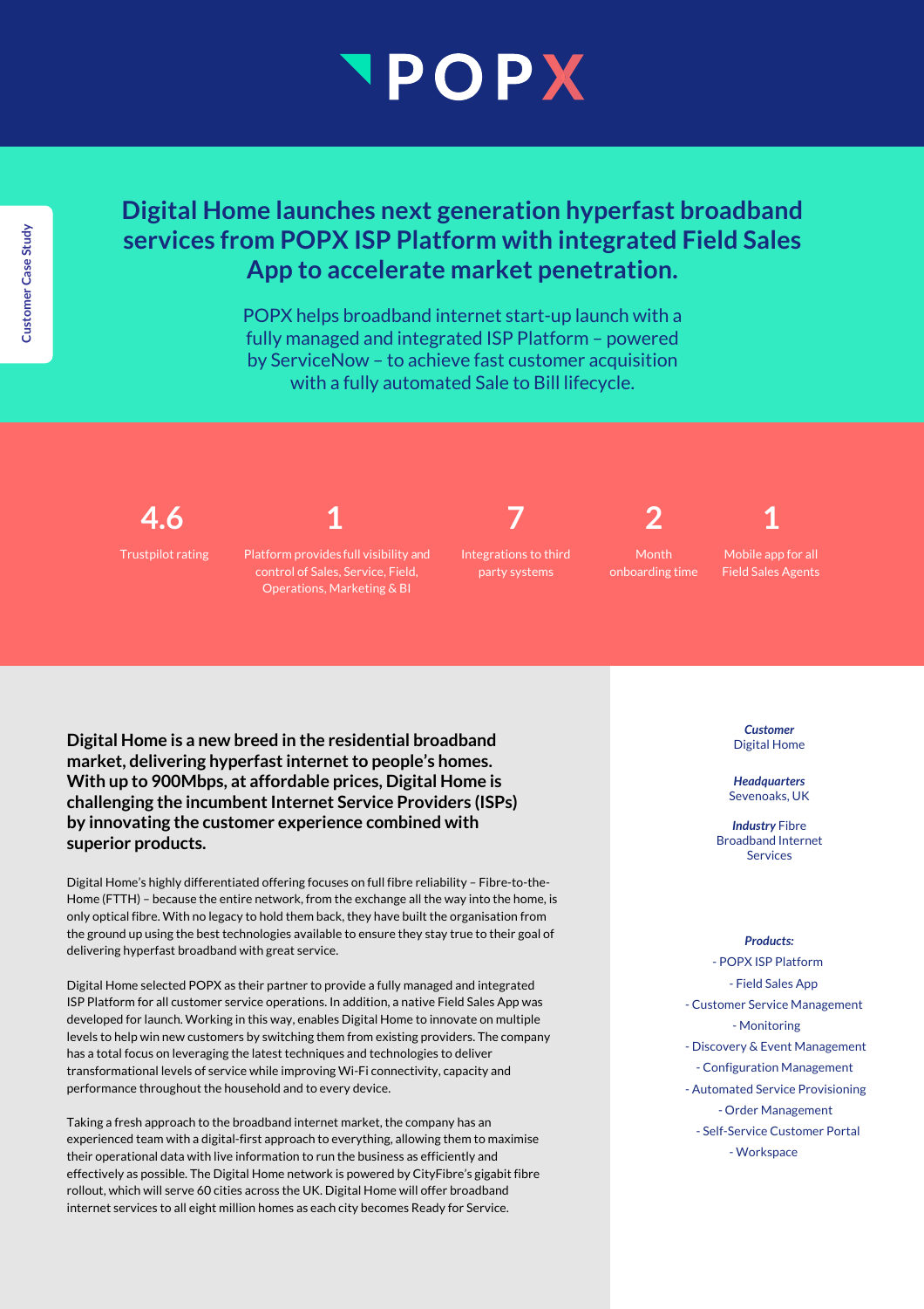# POPX

Customer Case Study

## Digital Home launches next generation hyperfast broadband services from POPX ISP Platform with integrated Field Sales App to accelerate market penetration.

POPX helps broadband internet start-up launch with a fully managed and integrated ISP Platform – powered by ServiceNow – to achieve fast customer acquisition with a fully automated Sale to Bill lifecycle.

**4.6**
Trustpilot rating

**1**
Platform provides full visibility and control of Sales, Service, Field, Operations, Marketing & BI

**7**
Integrations to third party systems

**2**
Month onboarding time

**1**
Mobile app for all Field Sales Agents

**Digital Home is a new breed in the residential broadband market, delivering hyperfast internet to people's homes. With up to 900Mbps, at affordable prices, Digital Home is challenging the incumbent Internet Service Providers (ISPs) by innovating the customer experience combined with superior products.**

Digital Home's highly differentiated offering focuses on full fibre reliability – Fibre-to-the-Home (FTTH) – because the entire network, from the exchange all the way into the home, is only optical fibre. With no legacy to hold them back, they have built the organisation from the ground up using the best technologies available to ensure they stay true to their goal of delivering hyperfast broadband with great service.

Digital Home selected POPX as their partner to provide a fully managed and integrated ISP Platform for all customer service operations. In addition, a native Field Sales App was developed for launch. Working in this way, enables Digital Home to innovate on multiple levels to help win new customers by switching them from existing providers. The company has a total focus on leveraging the latest techniques and technologies to deliver transformational levels of service while improving Wi-Fi connectivity, capacity and performance throughout the household and to every device.

Taking a fresh approach to the broadband internet market, the company has an experienced team with a digital-first approach to everything, allowing them to maximise their operational data with live information to run the business as efficiently and effectively as possible. The Digital Home network is powered by CityFibre's gigabit fibre rollout, which will serve 60 cities across the UK. Digital Home will offer broadband internet services to all eight million homes as each city becomes Ready for Service.

***Customer***
Digital Home

***Headquarters***
Sevenoaks, UK

***Industry*** Fibre Broadband Internet Services

***Products:***
- POPX ISP Platform
- Field Sales App
- Customer Service Management
- Monitoring
- Discovery & Event Management
- Configuration Management
- Automated Service Provisioning
- Order Management
- Self-Service Customer Portal
- Workspace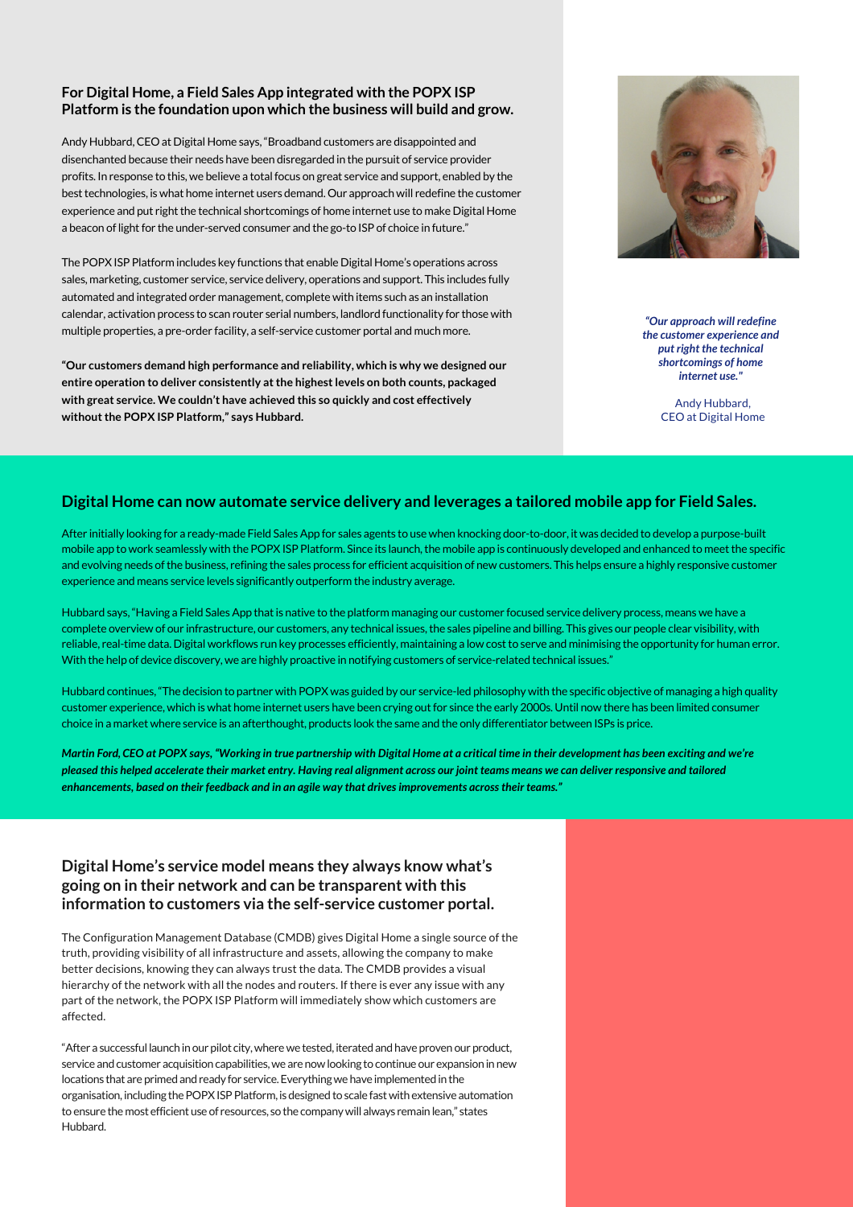## For Digital Home, a Field Sales App integrated with the POPX ISP Platform is the foundation upon which the business will build and grow.

Andy Hubbard, CEO at Digital Home says, "Broadband customers are disappointed and disenchanted because their needs have been disregarded in the pursuit of service provider profits. In response to this, we believe a total focus on great service and support, enabled by the best technologies, is what home internet users demand. Our approach will redefine the customer experience and put right the technical shortcomings of home internet use to make Digital Home a beacon of light for the under-served consumer and the go-to ISP of choice in future."

The POPX ISP Platform includes key functions that enable Digital Home's operations across sales, marketing, customer service, service delivery, operations and support. This includes fully automated and integrated order management, complete with items such as an installation calendar, activation process to scan router serial numbers, landlord functionality for those with multiple properties, a pre-order facility, a self-service customer portal and much more.

**"Our customers demand high performance and reliability, which is why we designed our entire operation to deliver consistently at the highest levels on both counts, packaged with great service. We couldn't have achieved this so quickly and cost effectively without the POPX ISP Platform," says Hubbard.**

***"Our approach will redefine the customer experience and put right the technical shortcomings of home internet use."***

Andy Hubbard,
CEO at Digital Home

## Digital Home can now automate service delivery and leverages a tailored mobile app for Field Sales.

After initially looking for a ready-made Field Sales App for sales agents to use when knocking door-to-door, it was decided to develop a purpose-built mobile app to work seamlessly with the POPX ISP Platform. Since its launch, the mobile app is continuously developed and enhanced to meet the specific and evolving needs of the business, refining the sales process for efficient acquisition of new customers. This helps ensure a highly responsive customer experience and means service levels significantly outperform the industry average.

Hubbard says, "Having a Field Sales App that is native to the platform managing our customer focused service delivery process, means we have a complete overview of our infrastructure, our customers, any technical issues, the sales pipeline and billing. This gives our people clear visibility, with reliable, real-time data. Digital workflows run key processes efficiently, maintaining a low cost to serve and minimising the opportunity for human error. With the help of device discovery, we are highly proactive in notifying customers of service-related technical issues."

Hubbard continues, "The decision to partner with POPX was guided by our service-led philosophy with the specific objective of managing a high quality customer experience, which is what home internet users have been crying out for since the early 2000s. Until now there has been limited consumer choice in a market where service is an afterthought, products look the same and the only differentiator between ISPs is price.

***Martin Ford, CEO at POPX says, "Working in true partnership with Digital Home at a critical time in their development has been exciting and we're pleased this helped accelerate their market entry. Having real alignment across our joint teams means we can deliver responsive and tailored enhancements, based on their feedback and in an agile way that drives improvements across their teams."***

## Digital Home's service model means they always know what's going on in their network and can be transparent with this information to customers via the self-service customer portal.

The Configuration Management Database (CMDB) gives Digital Home a single source of the truth, providing visibility of all infrastructure and assets, allowing the company to make better decisions, knowing they can always trust the data. The CMDB provides a visual hierarchy of the network with all the nodes and routers. If there is ever any issue with any part of the network, the POPX ISP Platform will immediately show which customers are affected.

"After a successful launch in our pilot city, where we tested, iterated and have proven our product, service and customer acquisition capabilities, we are now looking to continue our expansion in new locations that are primed and ready for service. Everything we have implemented in the organisation, including the POPX ISP Platform, is designed to scale fast with extensive automation to ensure the most efficient use of resources, so the company will always remain lean," states Hubbard.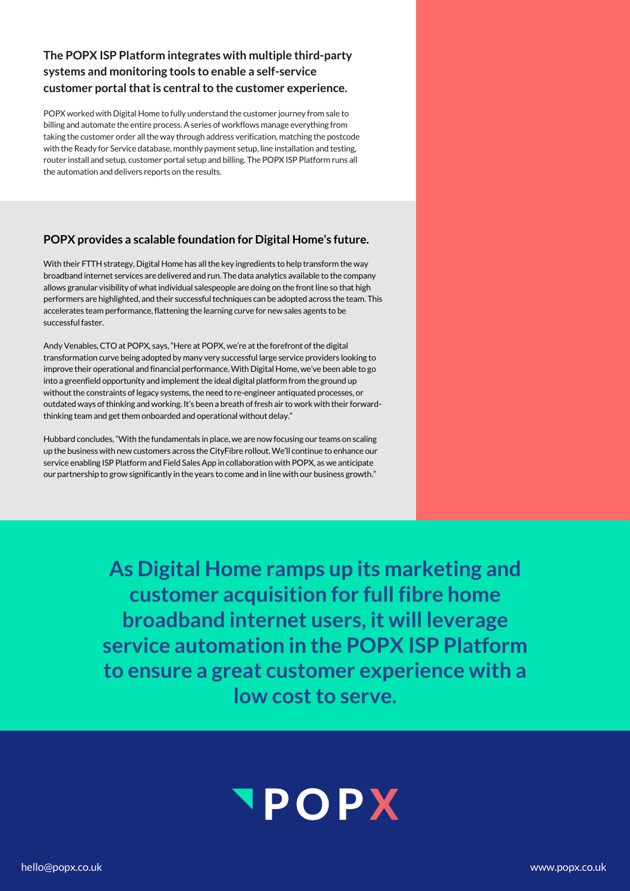### The POPX ISP Platform integrates with multiple third-party systems and monitoring tools to enable a self-service customer portal that is central to the customer experience.

POPX worked with Digital Home to fully understand the customer journey from sale to billing and automate the entire process. A series of workflows manage everything from taking the customer order all the way through address verification, matching the postcode with the Ready for Service database, monthly payment setup, line installation and testing, router install and setup, customer portal setup and billing. The POPX ISP Platform runs all the automation and delivers reports on the results.

### POPX provides a scalable foundation for Digital Home's future.

With their FTTH strategy, Digital Home has all the key ingredients to help transform the way broadband internet services are delivered and run. The data analytics available to the company allows granular visibility of what individual salespeople are doing on the front line so that high performers are highlighted, and their successful techniques can be adopted across the team. This accelerates team performance, flattening the learning curve for new sales agents to be successful faster.

Andy Venables, CTO at POPX, says, "Here at POPX, we're at the forefront of the digital transformation curve being adopted by many very successful large service providers looking to improve their operational and financial performance. With Digital Home, we've been able to go into a greenfield opportunity and implement the ideal digital platform from the ground up without the constraints of legacy systems, the need to re-engineer antiquated processes, or outdated ways of thinking and working. It's been a breath of fresh air to work with their forward-thinking team and get them onboarded and operational without delay."

Hubbard concludes, "With the fundamentals in place, we are now focusing our teams on scaling up the business with new customers across the CityFibre rollout. We'll continue to enhance our service enabling ISP Platform and Field Sales App in collaboration with POPX, as we anticipate our partnership to grow significantly in the years to come and in line with our business growth."

## As Digital Home ramps up its marketing and customer acquisition for full fibre home broadband internet users, it will leverage service automation in the POPX ISP Platform to ensure a great customer experience with a low cost to serve.

POPX

hello@popx.co.uk

www.popx.co.uk